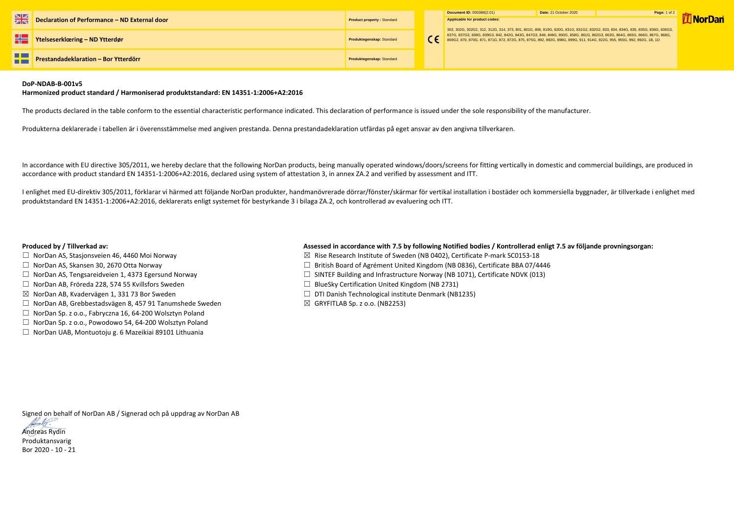| Declaration of Performance – ND External door | Product property : Standard |
|---|---|
| Ytelseserklæring – ND Ytterdør | Produktegenskap: Standard |
| Prestandadeklaration – Bor Ytterdörr | Produktegenskap: Standard |

**Document ID:** 0003B8(2.01) **Date:** 21 October 2020 **Page:** 1 of 2

**Applicable for product codes:**

302, 302G, 302G2, 312, 312G, 314, 373, 801, 801G, 806, 819G, 820G, 831G, 831G2, 832G2, 833, 834, 834G, 835, 835G, 836G, 836G3, 837G, 837G3, 838G, 839G3, 842, 842G, 843G, 847G3, 848, 848G, 850G, 858G, 861G, 862G3, 863G, 864G, 865G, 866G, 867G, 868G, 869G2, 870, 870G, 871, 871G, 872, 872G, 875, 875G, 892, 892G, 898G, 899G, 911, 914G, 922G, 955, 955G, 992, 992G, 1B, 1D

NorDan

**DoP-NDAB-B-001v5**

**Harmonized product standard / Harmoniserad produktstandard: EN 14351-1:2006+A2:2016**

The products declared in the table conform to the essential characteristic performance indicated. This declaration of performance is issued under the sole responsibility of the manufacturer.

Produkterna deklarerade i tabellen är i överensstämmelse med angiven prestanda. Denna prestandadeklaration utfärdas på eget ansvar av den angivna tillverkaren.

In accordance with EU directive 305/2011, we hereby declare that the following NorDan products, being manually operated windows/doors/screens for fitting vertically in domestic and commercial buildings, are produced in accordance with product standard EN 14351-1:2006+A2:2016, declared using system of attestation 3, in annex ZA.2 and verified by assessment and ITT.

I enlighet med EU-direktiv 305/2011, förklarar vi härmed att följande NorDan produkter, handmanövrerade dörrar/fönster/skärmar för vertikal installation i bostäder och kommersiella byggnader, är tillverkade i enlighet med produktstandard EN 14351-1:2006+A2:2016, deklarerats enligt systemet för bestyrkande 3 i bilaga ZA.2, och kontrollerad av evaluering och ITT.

**Produced by / Tillverkad av:**

- ☐ NorDan AS, Stasjonsveien 46, 4460 Moi Norway
- ☐ NorDan AS, Skansen 30, 2670 Otta Norway
- ☐ NorDan AS, Tengsareidveien 1, 4373 Egersund Norway
- ☐ NorDan AB, Fröreda 228, 574 55 Kvillsfors Sweden
- ☒ NorDan AB, Kvadervägen 1, 331 73 Bor Sweden
- ☐ NorDan AB, Grebbestadsvägen 8, 457 91 Tanumshede Sweden
- ☐ NorDan Sp. z o.o., Fabryczna 16, 64-200 Wolsztyn Poland
- ☐ NorDan Sp. z o.o., Powodowo 54, 64-200 Wolsztyn Poland
- ☐ NorDan UAB, Montuotoju g. 6 Mazeikiai 89101 Lithuania

**Assessed in accordance with 7.5 by following Notified bodies / Kontrollerad enligt 7.5 av följande provningsorgan:**

- ☒ Rise Research Institute of Sweden (NB 0402), Certificate P-mark SC0153-18
- ☐ British Board of Agrément United Kingdom (NB 0836), Certificate BBA 07/4446
- ☐ SINTEF Building and Infrastructure Norway (NB 1071), Certificate NDVK (013)
- ☐ BlueSky Certification United Kingdom (NB 2731)
- ☐ DTI Danish Technological institute Denmark (NB1235)
- ☒ GRYFITLAB Sp. z o.o. (NB2253)

Signed on behalf of NorDan AB / Signerad och på uppdrag av NorDan AB

Andreas Rydin
Produktansvarig
Bor 2020 - 10 - 21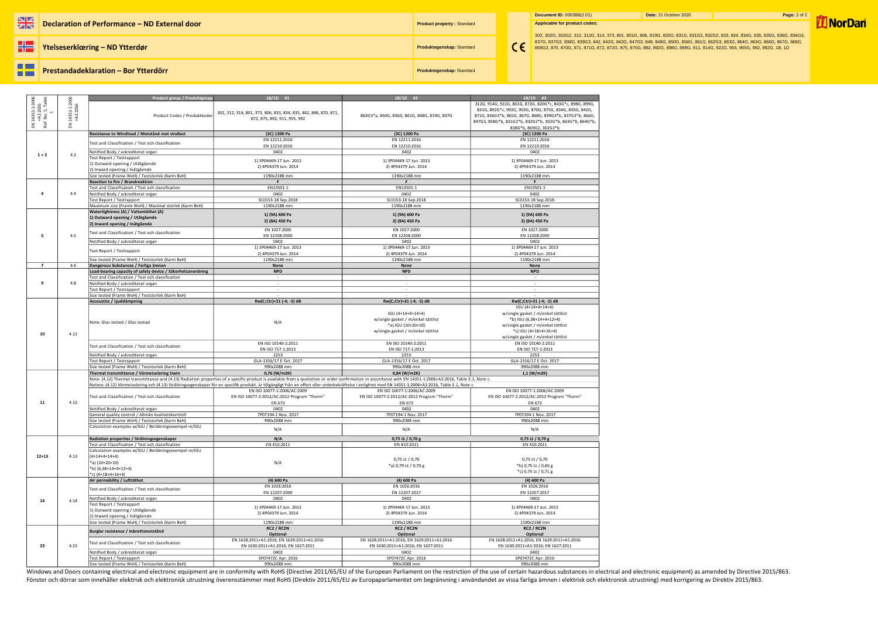# Declaration of Performance – ND External door

# Ytelseserklæring – ND Ytterdør

# Prestandadeklaration – Bor Ytterdörr

Product property : Standard

Produktegenskap: Standard

Produktegenskap: Standard

Document ID: 0003B8(2.01)

Date: 21 October 2020

Applicable for product codes:

302, 302G, 302G2, 312, 312G, 314, 373, 801, 801G, 806, 819G, 820G, 831G, 831G2, 832G2, 833, 834, 834G, 835, 835G, 836G, 836G3, 837G, 837G3, 838G, 839G3, 842, 842G, 843G, 847G3, 848, 848G, 850G, 858G, 861G, 862G3, 863G, 864G, 865G, 866G, 867G, 868G, 869G2, 870, 870G, 871, 871G, 872, 872G, 875, 875G, 892, 892G, 898G, 899G, 911, 914G, 922G, 955, 955G, 992, 992G, 1B, 1D

NorDan

| EN 14351-1:2006 +A2:2016 Ref. No. 5, Table 1 | EN 14351-1:2006 +A2:2016 | Product group / Produktgrupp | 1B/1D #1 | 1B/1D #2 | 1B/1D #3 |
|---|---|---|---|---|---|
| | | Product Codes / Produktkoder | 302, 312, 314, 801, 373, 806, 833, 834, 835, 842, 848, 870, 871, 872, 875, 892, 911, 955, 992 | 862G3*a, 850G, 836G, 861G, 848G, 819G, 837G | 312G, 914G, 922G, 801G, 872G, 820G*c, 843G*c, 898G, 899G, 831G, 892G*c, 992G, 955G, 870G, 875G, 834G, 835G, 842G, 871G, 836G3*b, 865G, 867G, 868G, 839G3*b, 837G3*b, 866G, 847G3, 858G*b, 831G2*b, 832G2*b, 302G*b, 863G*b, 864G*b, 838G*b, 869G2, 302G2*b |
| 1 + 2 | 4.2 | Resistance to Windload / Motstånd mot vindlast | (3C) 1200 Pa | (3C) 1200 Pa | (3C) 1200 Pa |
| | | Test and Classification / Test och classification | EN 12211:2016<br>EN 12210:2016 | EN 12211:2016<br>EN 12210:2016 | EN 12211:2016<br>EN 12210:2016 |
| | | Notified Body / ackrediterat organ | 0402 | 0402 | 0402 |
| | | Test Report / Testrapport<br>1) Outward opening / Utåtgående<br>2) Inward opening / Inåtgående | 1) 3P04469-17 Jun. 2013<br>2) 4P04379 Jun. 2014 | 1) 3P04469-17 Jun. 2013<br>2) 4P04379 Jun. 2014 | 1) 3P04469-17 Jun. 2013<br>2) 4P04379 Jun. 2014 |
| | | Size tested (Frame WxH) / Teststorlek (Karm BxH) | 1190x2188 mm | 1190x2188 mm | 1190x2188 mm |
| 4 | 4.4 | Reaction to fire / Brandreaktion | F | F | F |
| | | Test and Classification / Test och classification | EN13501-1 | EN13501-1 | EN13501-1 |
| | | Notified Body / ackrediterat organ | 0402 | 0402 | 0402 |
| | | Test Report / Testrapport | SC0153-18 Sep.2018 | SC0153-18 Sep.2018 | SC0153-18 Sep.2018 |
| | | Maximum size (Frame WxH) / Maximal storlek (Karm BxH) | 1190x2188 mm | 1190x2188 mm | 1190x2188 mm |
| 5 | 4.5 | Watertightness (A) / Vattentäthet (A)<br>1) Outward opening / Utåtgående<br>2) Inward opening / Inåtgående | 1) (9A) 600 Pa<br>2) (8A) 450 Pa | 1) (9A) 600 Pa<br>2) (8A) 450 Pa | 1) (9A) 600 Pa<br>2) (8A) 450 Pa |
| | | Test and Classification / Test och classification | EN 1027:2000<br>EN 12208:2000 | EN 1027:2000<br>EN 12208:2000 | EN 1027:2000<br>EN 12208:2000 |
| | | Notified Body / ackrediterat organ | 0402 | 0402 | 0402 |
| | | Test Report / Testrapport | 1) 3P04469-17 Jun. 2013<br>2) 4P04379 Jun. 2014 | 1) 3P04469-17 Jun. 2013<br>2) 4P04379 Jun. 2014 | 1) 3P04469-17 Jun. 2013<br>2) 4P04379 Jun. 2014 |
| | | Size tested (Frame WxH) / Teststorlek (Karm BxH) | 1190x2188 mm | 1190x2188 mm | 1190x2188 mm |
| 7 | 4.6 | Dangerous Substances / Farliga ämnen | None | None | None |
| 9 | 4.8 | Load-bearing capacity of safety device / Säkerhetsanordning | NPD | NPD | NPD |
| | | Test and Classification / Test och classification | - | - | - |
| | | Notified Body / ackrediterat organ | - | - | - |
| | | Test Report / Testrapport | - | - | - |
| | | Size tested (Frame WxH) / Teststorlek (Karm BxH) | | | |
| 10 | 4.11 | Accoustics / Ljuddämpning | Rw(C;Ctr)=31 (-4; -5) dB | Rw(C;Ctr)=31 (-4; -5) dB | Rw(C;Ctr)=31 (-4; -5) dB |
| | | Note: Glas tested / Glas testad | N/A | IGU (4+14+4+14+4)<br>w/single gasket / m/enkel tättlist<br>*a) IGU (10+20+10)<br>w/single gasket / m/enkel tättlist | IGU (4+14+4+14+4)<br>w/single gasket / m/enkel tättlist<br>*b) IGU (6,38+14+4+12+4)<br>w/single gasket / m/enkel tättlist<br>*c) IGU (4+18+4+16+4)<br>w/single gasket / m/enkel tättlist |
| | | Test and Classification / Test och classification | EN ISO 10140-2:2011<br>EN ISO 717-1:2013 | EN ISO 10140-2:2011<br>EN ISO 717-1:2013 | EN ISO 10140-2:2011<br>EN ISO 717-1:2013 |
| | | Notified Body / ackrediterat organ | 2253 | 2253 | 2253 |
| | | Test Report / Testrapport | GLA-1316/17 E Oct. 2017 | GLA-1316/17 E Oct. 2017 | GLA-1316/17 E Oct. 2017 |
| | | Size tested (Frame WxH) / Teststorlek (Karm BxH) | 990x2088 mm | 990x2088 mm | 990x2088 mm |
| 11 | 4.12 | Thermal transmittance / Värmeisolering Uwin | 0,76 (W/m2K) | 0,84 (W/m2K) | 1,1 (W/m2K) |
| | | Note: (4.12) Thermal transmittance and (4.13) Radiation properties of a specific product is available from a quotation or order confirmaiton in accordance with EN 14351-1:2006+A2:2016, Table E.1, Note c.<br>Notera: (4.12) Värmeisolering och (4.13) Strålningsegenskaper för en specifik produkt, är tillgänglig från en offert eller orderbekräftelse I enlighet med EN 14351-1:2006+A2:2016, Table E.1, Note c. | | | |
| | | Test and Classification / Test och classification | EN ISO 10077-1:2006/AC:2009<br>EN ISO 10077-2:2012/AC:2012 Program "Therm"<br>EN 673 | EN ISO 10077-1:2006/AC:2009<br>EN ISO 10077-2:2012/AC:2012 Program "Therm"<br>EN 673 | EN ISO 10077-1:2006/AC:2009<br>EN ISO 10077-2:2012/AC:2012 Program "Therm"<br>EN 673 |
| | | Notified Body / ackrediterat organ | 0402 | 0402 | 0402 |
| | | General quality control / Allmän kvalitetskontroll | 7P07194-1 Nov. 2017 | 7P07194-1 Nov. 2017 | 7P07194-1 Nov. 2017 |
| | | Size tested (Frame WxH) / Teststorlek (Karm BxH) | 990x2088 mm | 990x2088 mm | 990x2088 mm |
| | | Calculation examples w/IGU / Beräkningsexempel m/IGU | N/A | N/A | N/A |
| 12+13 | 4.13 | Radiation properties / Strålningsegenskaper | N/A | 0,75 Lt / 0,70 g | 0,75 Lt / 0,70 g |
| | | Test and Classification / Test och classification | EN 410:2011 | EN 410:2011 | EN 410:2011 |
| | | Calculation examples w/IGU / Beräkningsexempel m/IGU<br>(4+14+4+14+4)<br>*a) (10+20+10)<br>*b) (6,38+14+4+12+4)<br>*c) (4+18+4+16+4) | N/A | 0,75 Lt / 0,70<br>*a) 0,79 Lt / 0,70 g | 0,75 Lt / 0,70<br>*b) 0,75 Lt / 0,65 g<br>*c) 0,75 Lt / 0,71 g |
| 14 | 4.14 | Air permability / Lufttäthet | (4) 600 Pa | (4) 600 Pa | (4) 600 Pa |
| | | Test and Classification / Test och classification | EN 1026:2016<br>EN 12207:2000 | EN 1026:2016<br>EN 12207:2017 | EN 1026:2016<br>EN 12207:2017 |
| | | Notified Body / ackrediterat organ | 0402 | 0402 | 0402 |
| | | Test Report / Testrapport<br>1) Outward opening / Utåtgående<br>2) Inward opening / Inåtgående | 1) 3P04469-17 Jun. 2013<br>2) 4P04379 Jun. 2014 | 1) 3P04469-17 Jun. 2013<br>2) 4P04379 Jun. 2014 | 1) 3P04469-17 Jun. 2013<br>2) 4P04379 Jun. 2014 |
| | | Size tested (Frame WxH) / Teststorlek (Karm BxH) | 1190x2188 mm | 1190x2188 mm | 1190x2188 mm |
| 23 | 4.23 | Burglar resistence / Inbrottsmotstånd | RC2 / RC2N<br>Optional | RC2 / RC2N<br>Optional | RC2 / RC2N<br>Optional |
| | | Test and Classification / Test och classification | EN 1628:2011+A1:2016; EN 1629:2011+A1:2016<br>EN 1630:2011+A1:2016; EN 1627:2011 | EN 1628:2011+A1:2016; EN 1629:2011+A1:2016<br>EN 1630:2011+A1:2016; EN 1627:2011 | EN 1628:2011+A1:2016; EN 1629:2011+A1:2016<br>EN 1630:2011+A1:2016; EN 1627:2011 |
| | | Notified Body / ackrediterat organ | 0402 | 0402 | 0402 |
| | | Test Report / Testrapport | 5P07472C Apr. 2016 | 5P07472C Apr. 2016 | 5P07472C Apr. 2016 |
| | | Size tested (Frame WxH) / Teststorlek (Karm BxH) | 990x2088 mm | 990x2088 mm | 990x2088 mm |

Windows and Doors containing electrical and electronic equipment are in conformity with RoHS (Directive 2011/65/EU of the European Parliament on the restriction of the use of certain hazardous substances in electrical and electronic equipment) as amended by Directive 2015/863.
Fönster och dörrar som innehåller elektrisk och elektronisk utrustning överensstämmer med RoHS (Direktiv 2011/65/EU av Europaparlamentet om begränsning i användandet av vissa farliga ämnen i elektrisk och elektronisk utrustning) med korrigering av Direktiv 2015/863.